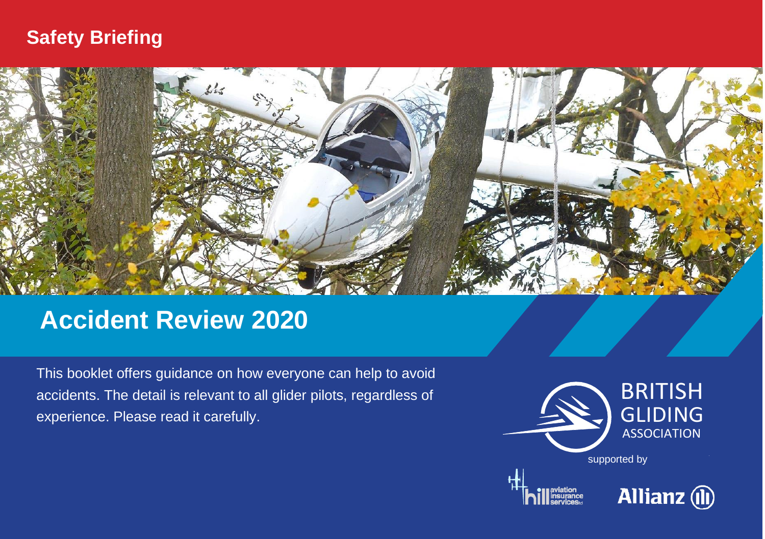Safety Briefing

# Accident Review 2020

This booklet offers guidance on how everyone can help to avoid accidents. The detail is relevant to all glider pilots, regardless of experience. Please read it carefully.

BRITISH GLIDING ASSOCIATION

supported by

hill aviation insurance services ltd

Allianz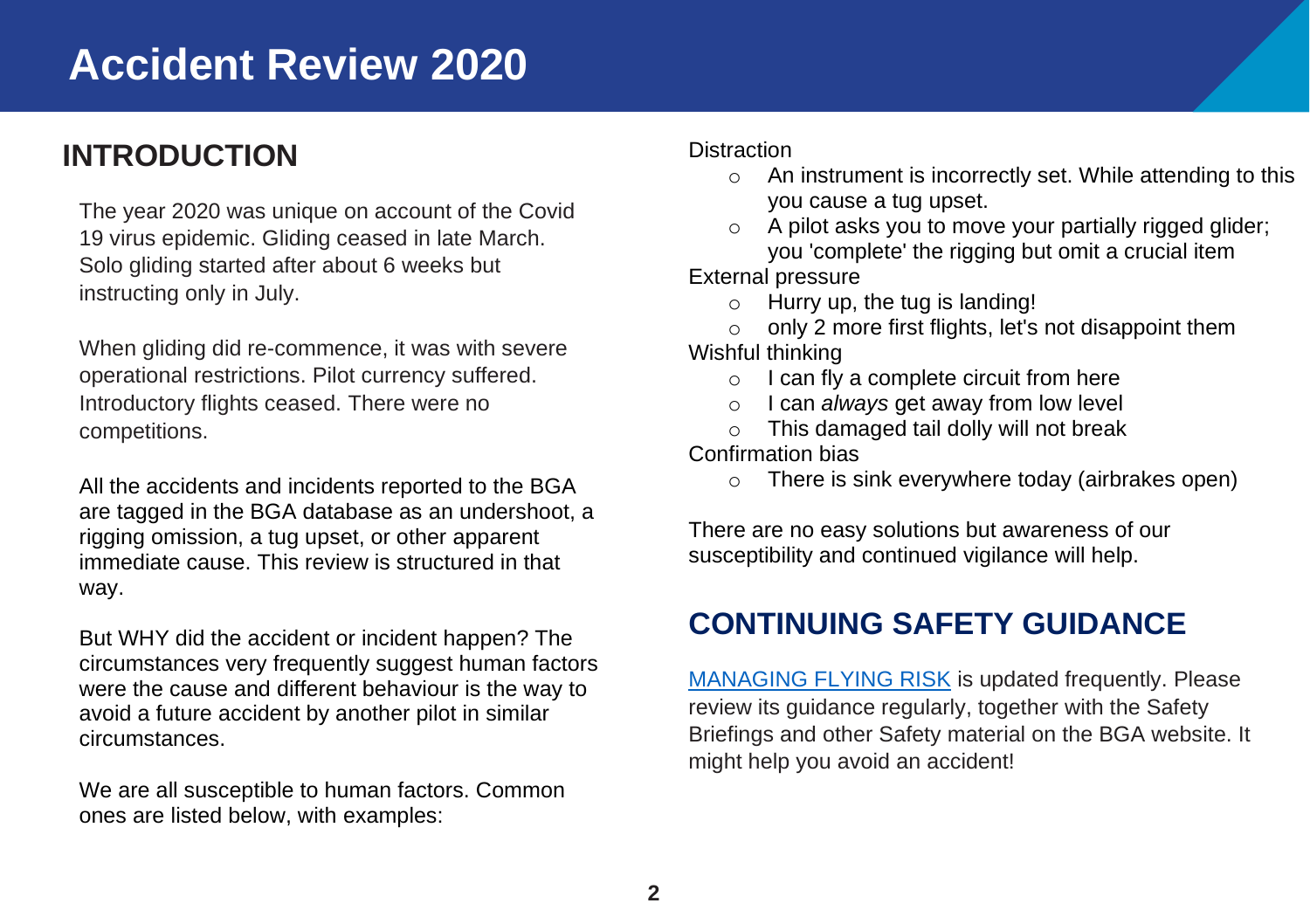# Accident Review 2020

## INTRODUCTION

The year 2020 was unique on account of the Covid 19 virus epidemic. Gliding ceased in late March. Solo gliding started after about 6 weeks but instructing only in July.

When gliding did re-commence, it was with severe operational restrictions. Pilot currency suffered. Introductory flights ceased. There were no competitions.

All the accidents and incidents reported to the BGA are tagged in the BGA database as an undershoot, a rigging omission, a tug upset, or other apparent immediate cause. This review is structured in that way.

But WHY did the accident or incident happen? The circumstances very frequently suggest human factors were the cause and different behaviour is the way to avoid a future accident by another pilot in similar circumstances.

We are all susceptible to human factors. Common ones are listed below, with examples:

Distraction

- An instrument is incorrectly set. While attending to this you cause a tug upset.
- A pilot asks you to move your partially rigged glider; you 'complete' the rigging but omit a crucial item

External pressure

- Hurry up, the tug is landing!
- only 2 more first flights, let's not disappoint them

Wishful thinking

- I can fly a complete circuit from here
- I can *always* get away from low level
- This damaged tail dolly will not break

Confirmation bias

- There is sink everywhere today (airbrakes open)

There are no easy solutions but awareness of our susceptibility and continued vigilance will help.

## CONTINUING SAFETY GUIDANCE

[MANAGING FLYING RISK]() is updated frequently. Please review its guidance regularly, together with the Safety Briefings and other Safety material on the BGA website. It might help you avoid an accident!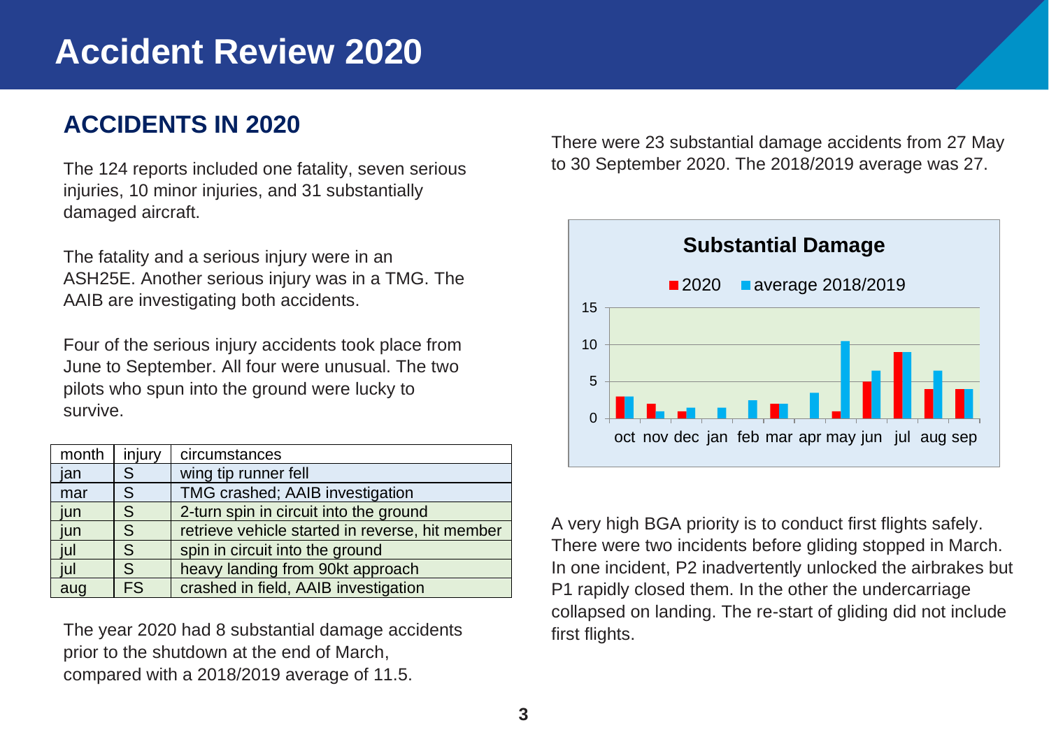# Accident Review 2020

## ACCIDENTS IN 2020

The 124 reports included one fatality, seven serious injuries, 10 minor injuries, and 31 substantially damaged aircraft.

The fatality and a serious injury were in an ASH25E. Another serious injury was in a TMG. The AAIB are investigating both accidents.

Four of the serious injury accidents took place from June to September. All four were unusual. The two pilots who spun into the ground were lucky to survive.

| month | injury | circumstances |
|---|---|---|
| jan | S | wing tip runner fell |
| mar | S | TMG crashed; AAIB investigation |
| jun | S | 2-turn spin in circuit into the ground |
| jun | S | retrieve vehicle started in reverse, hit member |
| jul | S | spin in circuit into the ground |
| jul | S | heavy landing from 90kt approach |
| aug | FS | crashed in field, AAIB investigation |

The year 2020 had 8 substantial damage accidents prior to the shutdown at the end of March, compared with a 2018/2019 average of 11.5.

There were 23 substantial damage accidents from 27 May to 30 September 2020. The 2018/2019 average was 27.

**Substantial Damage**

| | oct | nov | dec | jan | feb | mar | apr | may | jun | jul | aug | sep |
|---|---|---|---|---|---|---|---|---|---|---|---|---|
| 2020 | 3 | 2 | 1 | 0 | 0 | 2 | 0 | 1 | 5 | 9 | 4 | 4 |
| average 2018/2019 | 3 | 1 | 1.5 | 1.5 | 2.5 | 2 | 3.5 | 10.5 | 6.5 | 9 | 6.5 | 4 |

A very high BGA priority is to conduct first flights safely. There were two incidents before gliding stopped in March. In one incident, P2 inadvertently unlocked the airbrakes but P1 rapidly closed them. In the other the undercarriage collapsed on landing. The re-start of gliding did not include first flights.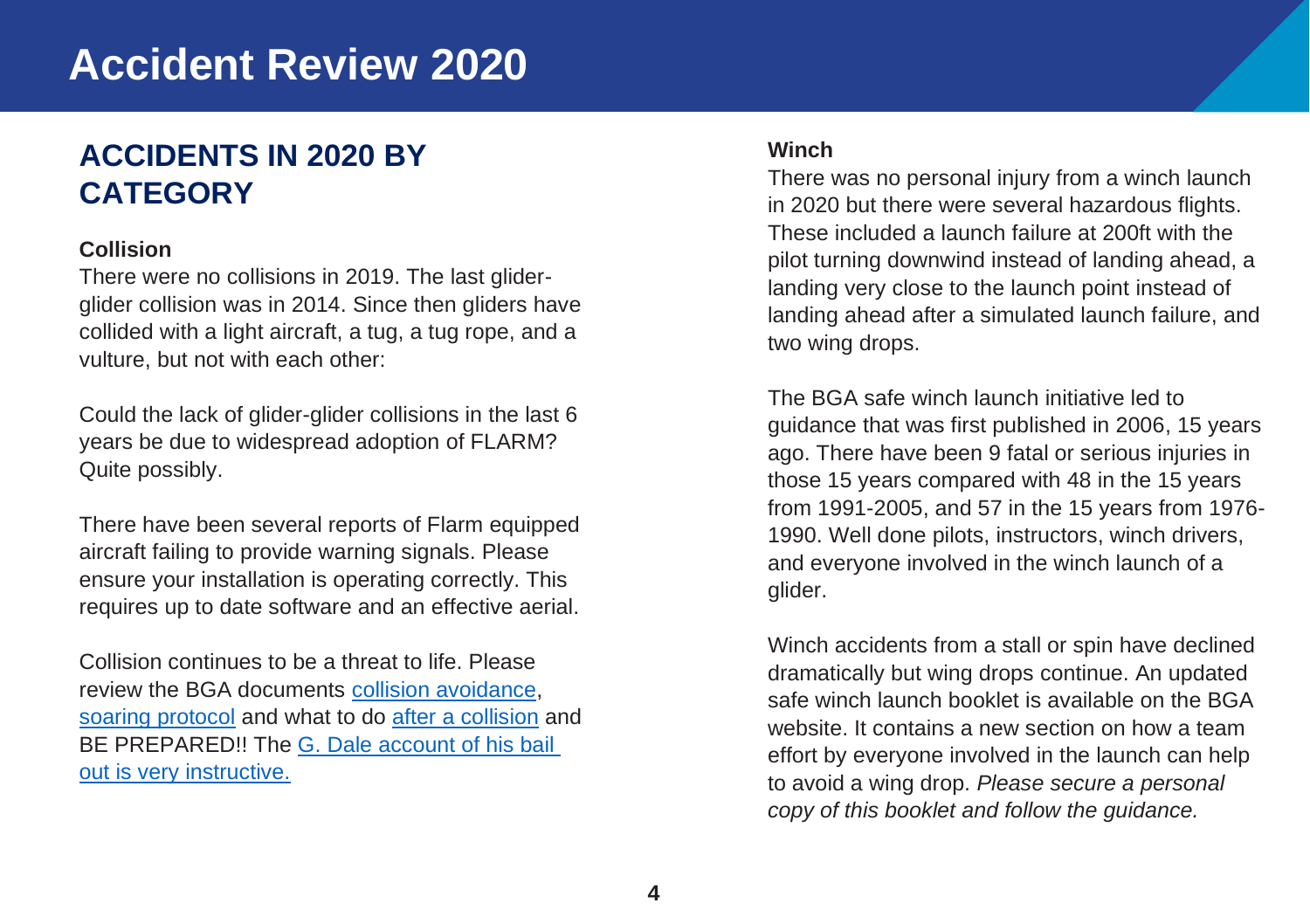## ACCIDENTS IN 2020 BY CATEGORY

### Collision

There were no collisions in 2019. The last glider-glider collision was in 2014. Since then gliders have collided with a light aircraft, a tug, a tug rope, and a vulture, but not with each other:

Could the lack of glider-glider collisions in the last 6 years be due to widespread adoption of FLARM? Quite possibly.

There have been several reports of Flarm equipped aircraft failing to provide warning signals. Please ensure your installation is operating correctly. This requires up to date software and an effective aerial.

Collision continues to be a threat to life. Please review the BGA documents collision avoidance, soaring protocol and what to do after a collision and BE PREPARED!! The G. Dale account of his bail out is very instructive.

### Winch

There was no personal injury from a winch launch in 2020 but there were several hazardous flights. These included a launch failure at 200ft with the pilot turning downwind instead of landing ahead, a landing very close to the launch point instead of landing ahead after a simulated launch failure, and two wing drops.

The BGA safe winch launch initiative led to guidance that was first published in 2006, 15 years ago. There have been 9 fatal or serious injuries in those 15 years compared with 48 in the 15 years from 1991-2005, and 57 in the 15 years from 1976-1990. Well done pilots, instructors, winch drivers, and everyone involved in the winch launch of a glider.

Winch accidents from a stall or spin have declined dramatically but wing drops continue. An updated safe winch launch booklet is available on the BGA website. It contains a new section on how a team effort by everyone involved in the launch can help to avoid a wing drop. *Please secure a personal copy of this booklet and follow the guidance.*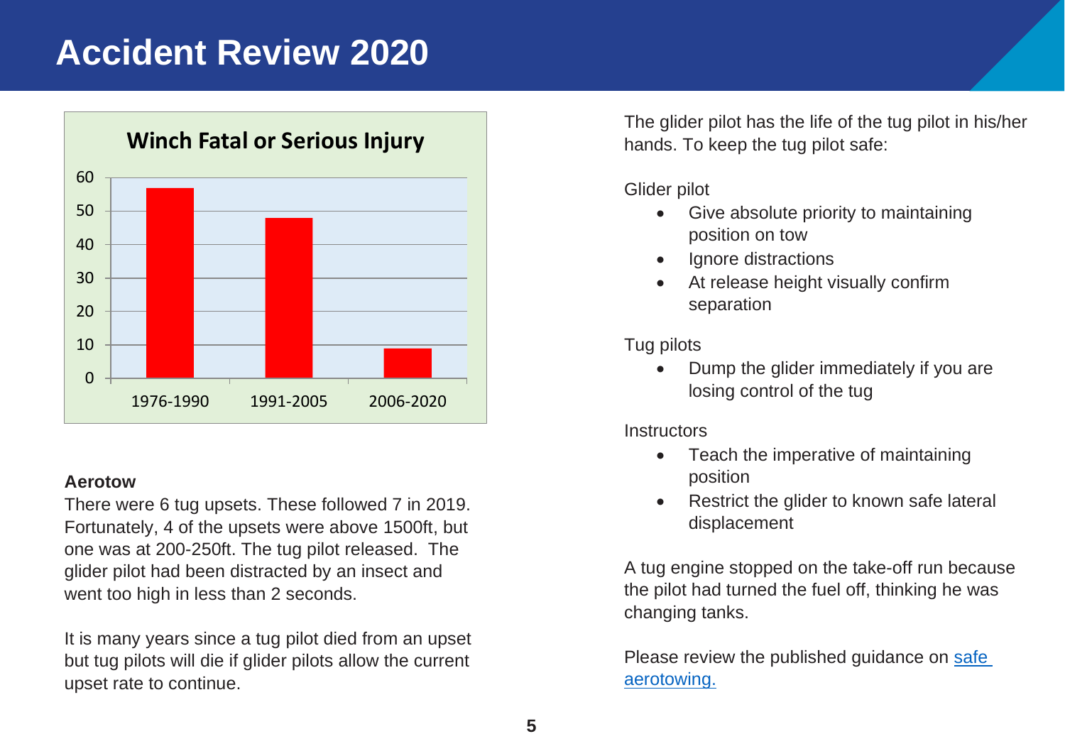# Accident Review 2020

**Winch Fatal or Serious Injury**

| Period | Count |
| --- | --- |
| 1976-1990 | 57 |
| 1991-2005 | 48 |
| 2006-2020 | 9 |

**Aerotow**

There were 6 tug upsets. These followed 7 in 2019. Fortunately, 4 of the upsets were above 1500ft, but one was at 200-250ft. The tug pilot released. The glider pilot had been distracted by an insect and went too high in less than 2 seconds.

It is many years since a tug pilot died from an upset but tug pilots will die if glider pilots allow the current upset rate to continue.

The glider pilot has the life of the tug pilot in his/her hands. To keep the tug pilot safe:

Glider pilot

- Give absolute priority to maintaining position on tow
- Ignore distractions
- At release height visually confirm separation

Tug pilots

- Dump the glider immediately if you are losing control of the tug

Instructors

- Teach the imperative of maintaining position
- Restrict the glider to known safe lateral displacement

A tug engine stopped on the take-off run because the pilot had turned the fuel off, thinking he was changing tanks.

Please review the published guidance on safe aerotowing.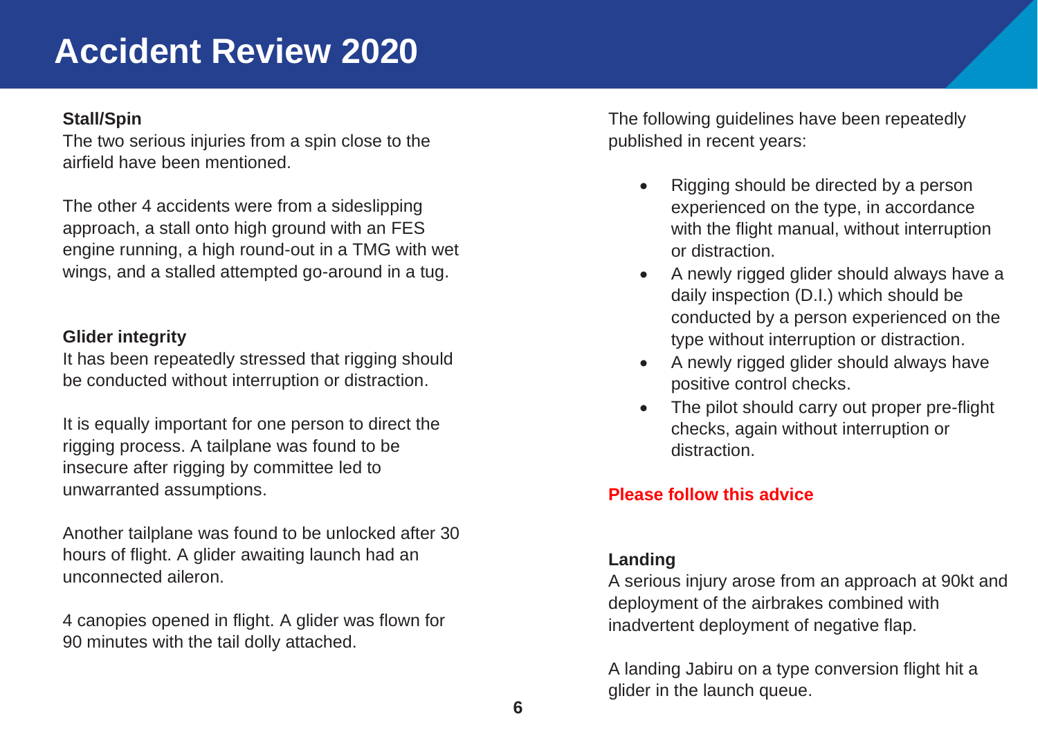# Accident Review 2020

**Stall/Spin**

The two serious injuries from a spin close to the airfield have been mentioned.

The other 4 accidents were from a sideslipping approach, a stall onto high ground with an FES engine running, a high round-out in a TMG with wet wings, and a stalled attempted go-around in a tug.

**Glider integrity**

It has been repeatedly stressed that rigging should be conducted without interruption or distraction.

It is equally important for one person to direct the rigging process. A tailplane was found to be insecure after rigging by committee led to unwarranted assumptions.

Another tailplane was found to be unlocked after 30 hours of flight. A glider awaiting launch had an unconnected aileron.

4 canopies opened in flight. A glider was flown for 90 minutes with the tail dolly attached.

The following guidelines have been repeatedly published in recent years:

- Rigging should be directed by a person experienced on the type, in accordance with the flight manual, without interruption or distraction.
- A newly rigged glider should always have a daily inspection (D.I.) which should be conducted by a person experienced on the type without interruption or distraction.
- A newly rigged glider should always have positive control checks.
- The pilot should carry out proper pre-flight checks, again without interruption or distraction.

**Please follow this advice**

**Landing**

A serious injury arose from an approach at 90kt and deployment of the airbrakes combined with inadvertent deployment of negative flap.

A landing Jabiru on a type conversion flight hit a glider in the launch queue.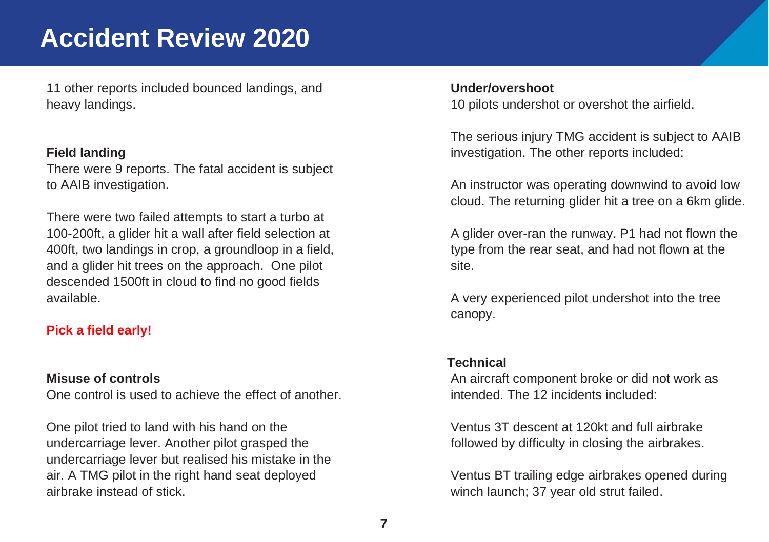# Accident Review 2020

11 other reports included bounced landings, and heavy landings.

**Field landing**

There were 9 reports. The fatal accident is subject to AAIB investigation.

There were two failed attempts to start a turbo at 100-200ft, a glider hit a wall after field selection at 400ft, two landings in crop, a groundloop in a field, and a glider hit trees on the approach. One pilot descended 1500ft in cloud to find no good fields available.

**Pick a field early!**

**Misuse of controls**

One control is used to achieve the effect of another.

One pilot tried to land with his hand on the undercarriage lever. Another pilot grasped the undercarriage lever but realised his mistake in the air. A TMG pilot in the right hand seat deployed airbrake instead of stick.

**Under/overshoot**

10 pilots undershot or overshot the airfield.

The serious injury TMG accident is subject to AAIB investigation. The other reports included:

An instructor was operating downwind to avoid low cloud. The returning glider hit a tree on a 6km glide.

A glider over-ran the runway. P1 had not flown the type from the rear seat, and had not flown at the site.

A very experienced pilot undershot into the tree canopy.

**Technical**

An aircraft component broke or did not work as intended. The 12 incidents included:

Ventus 3T descent at 120kt and full airbrake followed by difficulty in closing the airbrakes.

Ventus BT trailing edge airbrakes opened during winch launch; 37 year old strut failed.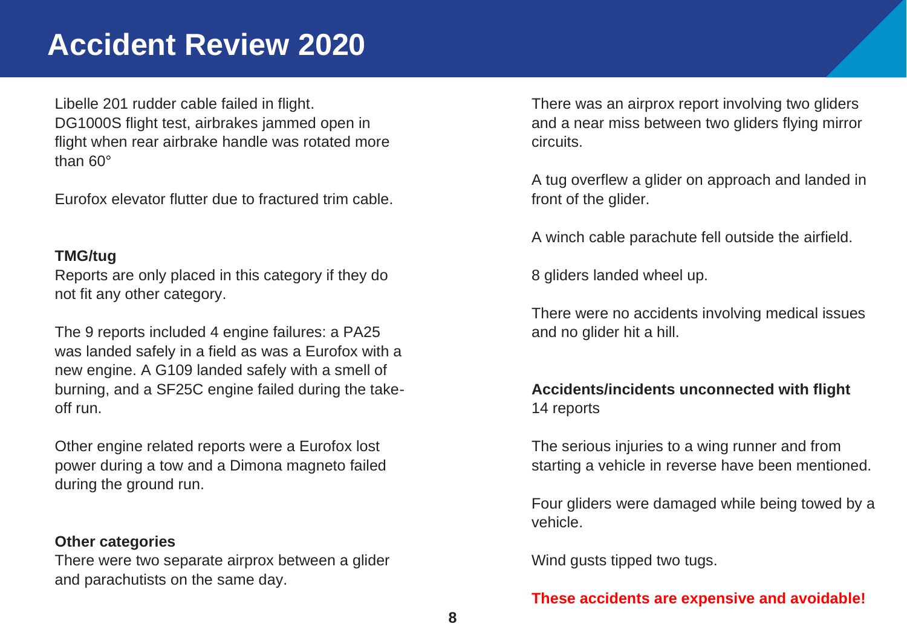# Accident Review 2020

Libelle 201 rudder cable failed in flight.
DG1000S flight test, airbrakes jammed open in flight when rear airbrake handle was rotated more than 60°

Eurofox elevator flutter due to fractured trim cable.

**TMG/tug**
Reports are only placed in this category if they do not fit any other category.

The 9 reports included 4 engine failures: a PA25 was landed safely in a field as was a Eurofox with a new engine. A G109 landed safely with a smell of burning, and a SF25C engine failed during the take-off run.

Other engine related reports were a Eurofox lost power during a tow and a Dimona magneto failed during the ground run.

**Other categories**
There were two separate airprox between a glider and parachutists on the same day.

There was an airprox report involving two gliders and a near miss between two gliders flying mirror circuits.

A tug overflew a glider on approach and landed in front of the glider.

A winch cable parachute fell outside the airfield.

8 gliders landed wheel up.

There were no accidents involving medical issues and no glider hit a hill.

**Accidents/incidents unconnected with flight**
14 reports

The serious injuries to a wing runner and from starting a vehicle in reverse have been mentioned.

Four gliders were damaged while being towed by a vehicle.

Wind gusts tipped two tugs.

**These accidents are expensive and avoidable!**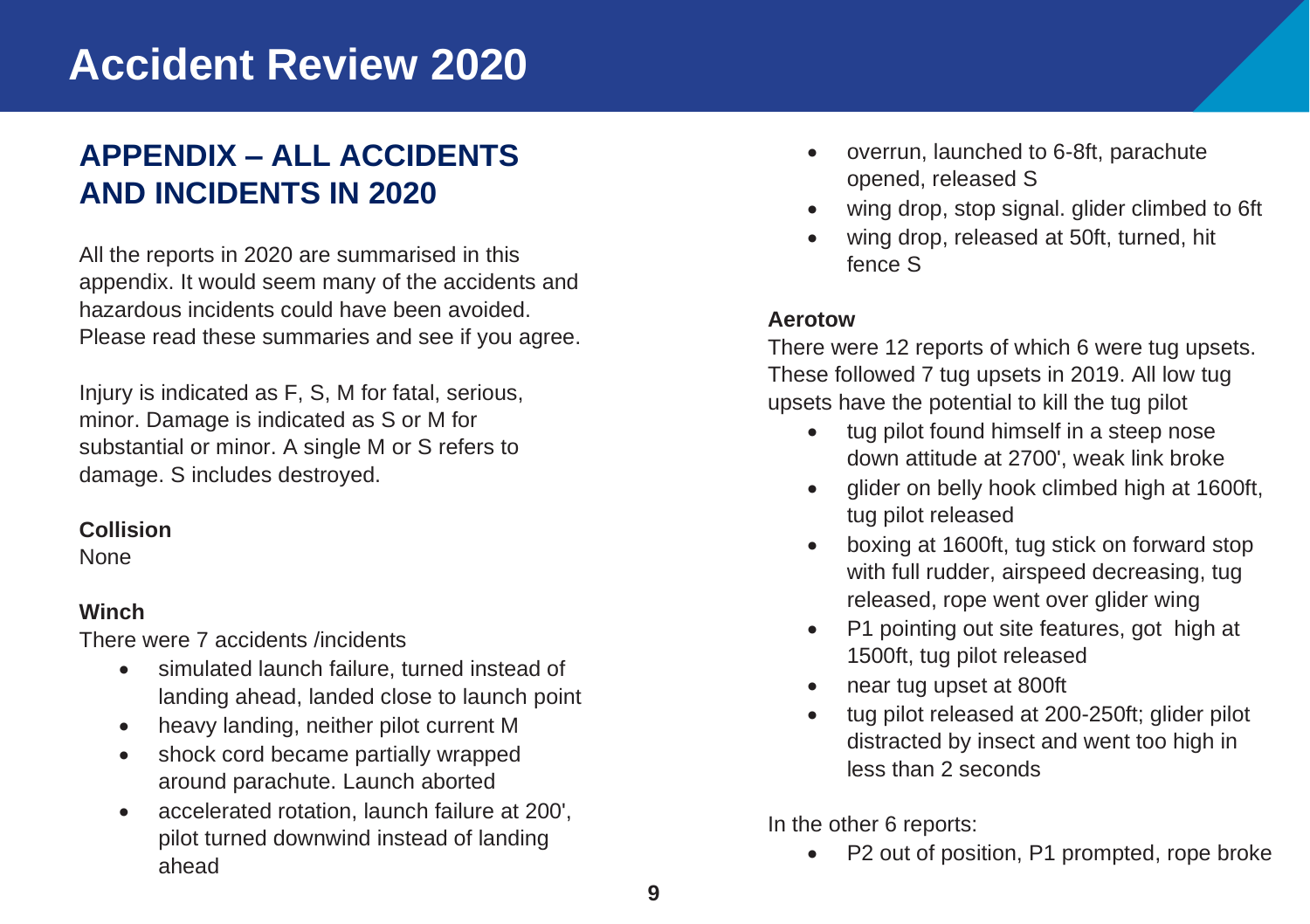## APPENDIX – ALL ACCIDENTS AND INCIDENTS IN 2020

All the reports in 2020 are summarised in this appendix. It would seem many of the accidents and hazardous incidents could have been avoided. Please read these summaries and see if you agree.

Injury is indicated as F, S, M for fatal, serious, minor. Damage is indicated as S or M for substantial or minor. A single M or S refers to damage. S includes destroyed.

**Collision**

None

**Winch**

There were 7 accidents /incidents

- simulated launch failure, turned instead of landing ahead, landed close to launch point
- heavy landing, neither pilot current M
- shock cord became partially wrapped around parachute. Launch aborted
- accelerated rotation, launch failure at 200', pilot turned downwind instead of landing ahead
- overrun, launched to 6-8ft, parachute opened, released S
- wing drop, stop signal. glider climbed to 6ft
- wing drop, released at 50ft, turned, hit fence S

**Aerotow**

There were 12 reports of which 6 were tug upsets. These followed 7 tug upsets in 2019. All low tug upsets have the potential to kill the tug pilot

- tug pilot found himself in a steep nose down attitude at 2700', weak link broke
- glider on belly hook climbed high at 1600ft, tug pilot released
- boxing at 1600ft, tug stick on forward stop with full rudder, airspeed decreasing, tug released, rope went over glider wing
- P1 pointing out site features, got high at 1500ft, tug pilot released
- near tug upset at 800ft
- tug pilot released at 200-250ft; glider pilot distracted by insect and went too high in less than 2 seconds

In the other 6 reports:

- P2 out of position, P1 prompted, rope broke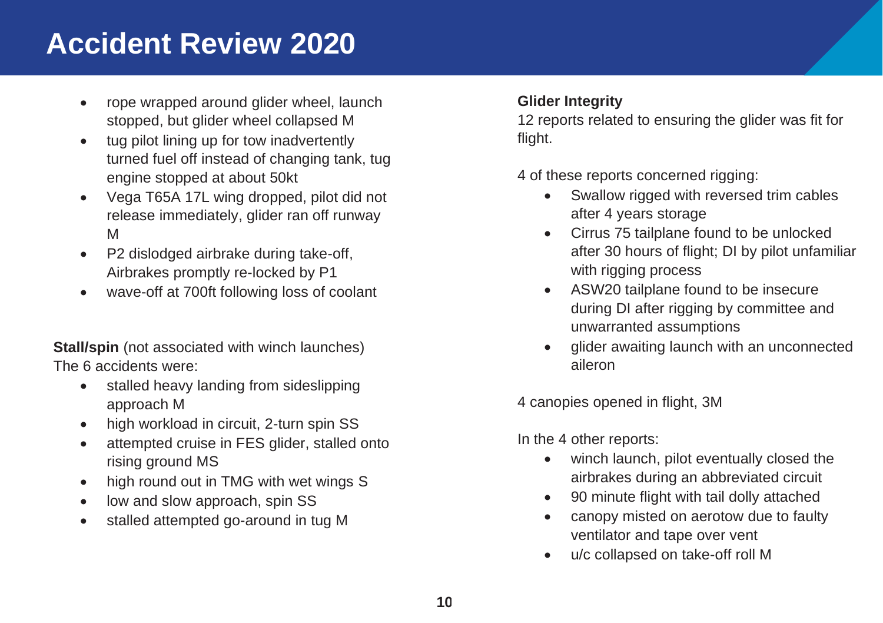# Accident Review 2020

- rope wrapped around glider wheel, launch stopped, but glider wheel collapsed M
- tug pilot lining up for tow inadvertently turned fuel off instead of changing tank, tug engine stopped at about 50kt
- Vega T65A 17L wing dropped, pilot did not release immediately, glider ran off runway M
- P2 dislodged airbrake during take-off, Airbrakes promptly re-locked by P1
- wave-off at 700ft following loss of coolant

**Stall/spin** (not associated with winch launches)
The 6 accidents were:

- stalled heavy landing from sideslipping approach M
- high workload in circuit, 2-turn spin SS
- attempted cruise in FES glider, stalled onto rising ground MS
- high round out in TMG with wet wings S
- low and slow approach, spin SS
- stalled attempted go-around in tug M

**Glider Integrity**
12 reports related to ensuring the glider was fit for flight.

4 of these reports concerned rigging:

- Swallow rigged with reversed trim cables after 4 years storage
- Cirrus 75 tailplane found to be unlocked after 30 hours of flight; DI by pilot unfamiliar with rigging process
- ASW20 tailplane found to be insecure during DI after rigging by committee and unwarranted assumptions
- glider awaiting launch with an unconnected aileron

4 canopies opened in flight, 3M

In the 4 other reports:

- winch launch, pilot eventually closed the airbrakes during an abbreviated circuit
- 90 minute flight with tail dolly attached
- canopy misted on aerotow due to faulty ventilator and tape over vent
- u/c collapsed on take-off roll M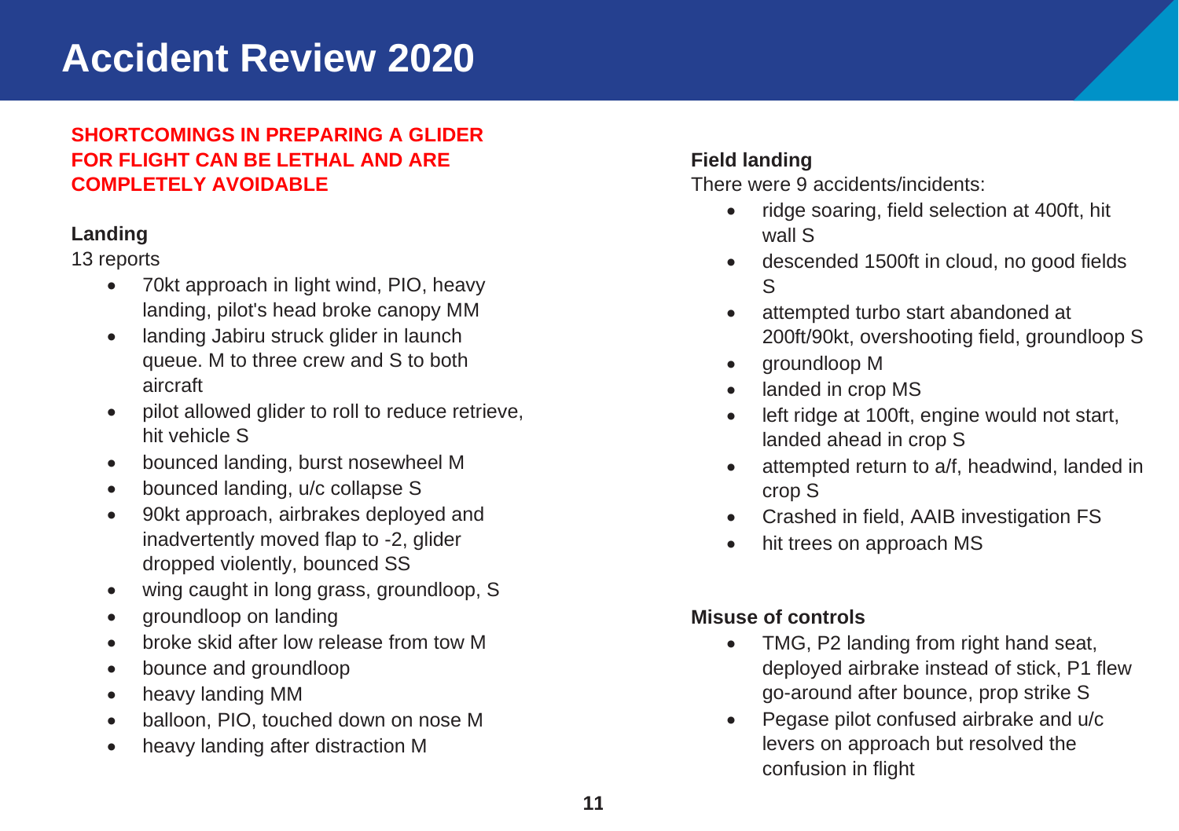# Accident Review 2020

**SHORTCOMINGS IN PREPARING A GLIDER FOR FLIGHT CAN BE LETHAL AND ARE COMPLETELY AVOIDABLE**

**Landing**

13 reports

- 70kt approach in light wind, PIO, heavy landing, pilot's head broke canopy MM
- landing Jabiru struck glider in launch queue. M to three crew and S to both aircraft
- pilot allowed glider to roll to reduce retrieve, hit vehicle S
- bounced landing, burst nosewheel M
- bounced landing, u/c collapse S
- 90kt approach, airbrakes deployed and inadvertently moved flap to -2, glider dropped violently, bounced SS
- wing caught in long grass, groundloop, S
- groundloop on landing
- broke skid after low release from tow M
- bounce and groundloop
- heavy landing MM
- balloon, PIO, touched down on nose M
- heavy landing after distraction M

**Field landing**

There were 9 accidents/incidents:

- ridge soaring, field selection at 400ft, hit wall S
- descended 1500ft in cloud, no good fields S
- attempted turbo start abandoned at 200ft/90kt, overshooting field, groundloop S
- groundloop M
- landed in crop MS
- left ridge at 100ft, engine would not start, landed ahead in crop S
- attempted return to a/f, headwind, landed in crop S
- Crashed in field, AAIB investigation FS
- hit trees on approach MS

**Misuse of controls**

- TMG, P2 landing from right hand seat, deployed airbrake instead of stick, P1 flew go-around after bounce, prop strike S
- Pegase pilot confused airbrake and u/c levers on approach but resolved the confusion in flight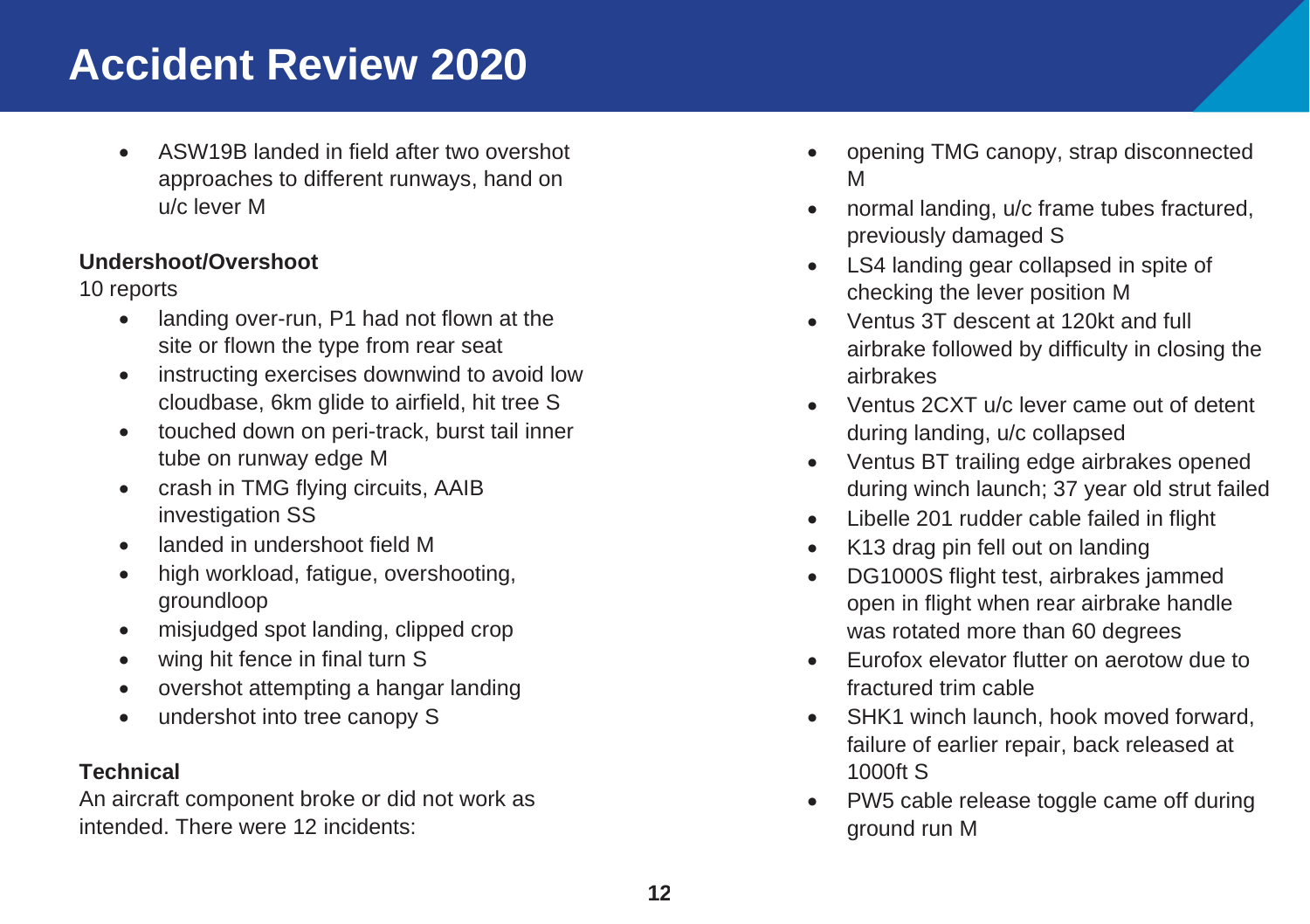# Accident Review 2020

- ASW19B landed in field after two overshot approaches to different runways, hand on u/c lever M

**Undershoot/Overshoot**

10 reports

- landing over-run, P1 had not flown at the site or flown the type from rear seat
- instructing exercises downwind to avoid low cloudbase, 6km glide to airfield, hit tree S
- touched down on peri-track, burst tail inner tube on runway edge M
- crash in TMG flying circuits, AAIB investigation SS
- landed in undershoot field M
- high workload, fatigue, overshooting, groundloop
- misjudged spot landing, clipped crop
- wing hit fence in final turn S
- overshot attempting a hangar landing
- undershot into tree canopy S

**Technical**

An aircraft component broke or did not work as intended. There were 12 incidents:

- opening TMG canopy, strap disconnected M
- normal landing, u/c frame tubes fractured, previously damaged S
- LS4 landing gear collapsed in spite of checking the lever position M
- Ventus 3T descent at 120kt and full airbrake followed by difficulty in closing the airbrakes
- Ventus 2CXT u/c lever came out of detent during landing, u/c collapsed
- Ventus BT trailing edge airbrakes opened during winch launch; 37 year old strut failed
- Libelle 201 rudder cable failed in flight
- K13 drag pin fell out on landing
- DG1000S flight test, airbrakes jammed open in flight when rear airbrake handle was rotated more than 60 degrees
- Eurofox elevator flutter on aerotow due to fractured trim cable
- SHK1 winch launch, hook moved forward, failure of earlier repair, back released at 1000ft S
- PW5 cable release toggle came off during ground run M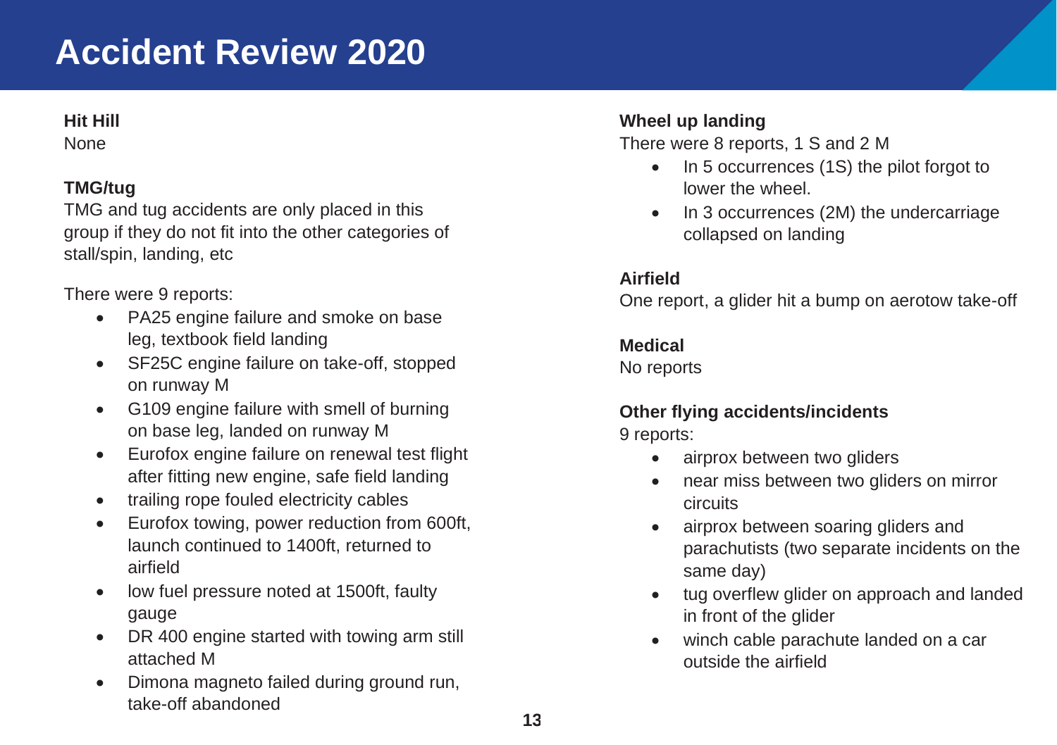### Hit Hill

None

### TMG/tug

TMG and tug accidents are only placed in this group if they do not fit into the other categories of stall/spin, landing, etc

There were 9 reports:

- PA25 engine failure and smoke on base leg, textbook field landing
- SF25C engine failure on take-off, stopped on runway M
- G109 engine failure with smell of burning on base leg, landed on runway M
- Eurofox engine failure on renewal test flight after fitting new engine, safe field landing
- trailing rope fouled electricity cables
- Eurofox towing, power reduction from 600ft, launch continued to 1400ft, returned to airfield
- low fuel pressure noted at 1500ft, faulty gauge
- DR 400 engine started with towing arm still attached M
- Dimona magneto failed during ground run, take-off abandoned

### Wheel up landing

There were 8 reports, 1 S and 2 M

- In 5 occurrences (1S) the pilot forgot to lower the wheel.
- In 3 occurrences (2M) the undercarriage collapsed on landing

### Airfield

One report, a glider hit a bump on aerotow take-off

### Medical

No reports

### Other flying accidents/incidents

9 reports:

- airprox between two gliders
- near miss between two gliders on mirror circuits
- airprox between soaring gliders and parachutists (two separate incidents on the same day)
- tug overflew glider on approach and landed in front of the glider
- winch cable parachute landed on a car outside the airfield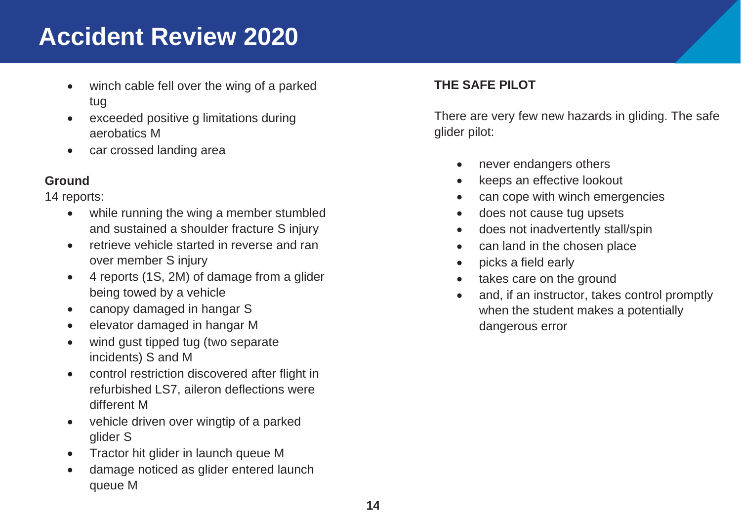- winch cable fell over the wing of a parked tug
- exceeded positive g limitations during aerobatics M
- car crossed landing area

**Ground**

14 reports:

- while running the wing a member stumbled and sustained a shoulder fracture S injury
- retrieve vehicle started in reverse and ran over member S injury
- 4 reports (1S, 2M) of damage from a glider being towed by a vehicle
- canopy damaged in hangar S
- elevator damaged in hangar M
- wind gust tipped tug (two separate incidents) S and M
- control restriction discovered after flight in refurbished LS7, aileron deflections were different M
- vehicle driven over wingtip of a parked glider S
- Tractor hit glider in launch queue M
- damage noticed as glider entered launch queue M

**THE SAFE PILOT**

There are very few new hazards in gliding. The safe glider pilot:

- never endangers others
- keeps an effective lookout
- can cope with winch emergencies
- does not cause tug upsets
- does not inadvertently stall/spin
- can land in the chosen place
- picks a field early
- takes care on the ground
- and, if an instructor, takes control promptly when the student makes a potentially dangerous error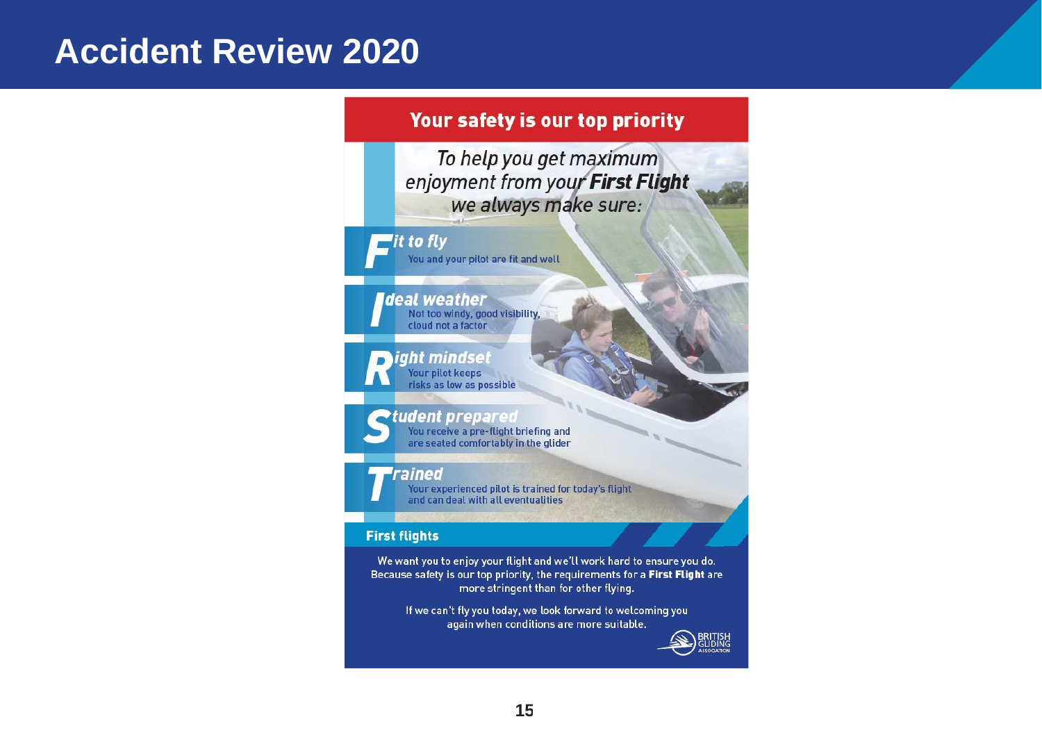# Accident Review 2020

## Your safety is our top priority

*To help you get maximum enjoyment from your* ***First Flight*** *we always make sure:*

***F**it to fly*
You and your pilot are fit and well

***I**deal weather*
Not too windy, good visibility, cloud not a factor

***R**ight mindset*
Your pilot keeps risks as low as possible

***S**tudent prepared*
You receive a pre-flight briefing and are seated comfortably in the glider

***T**rained*
Your experienced pilot is trained for today's flight and can deal with all eventualities

### First flights

We want you to enjoy your flight and we'll work hard to ensure you do. Because safety is our top priority, the requirements for a **First Flight** are more stringent than for other flying.

If we can't fly you today, we look forward to welcoming you again when conditions are more suitable.

BRITISH GLIDING ASSOCIATION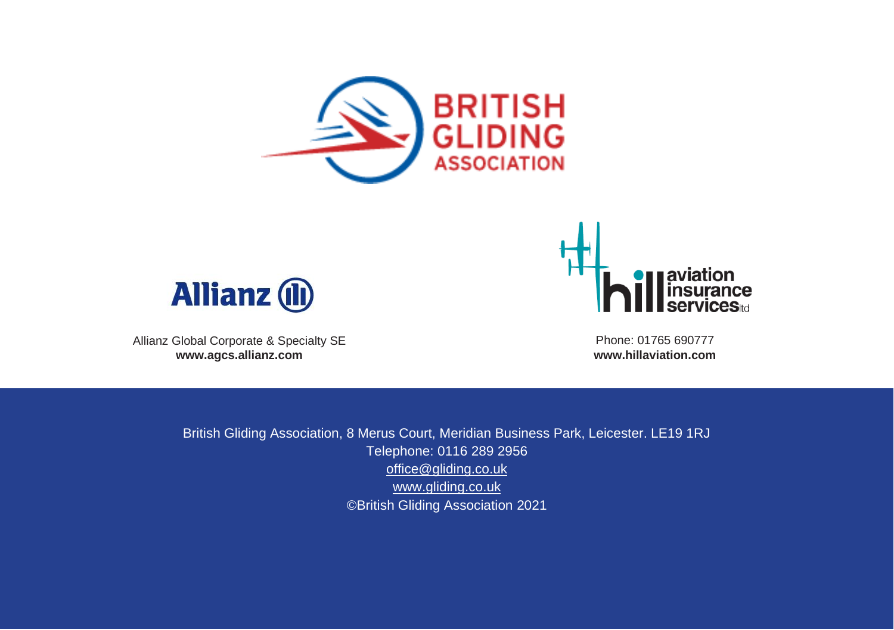BRITISH GLIDING ASSOCIATION

Allianz

Allianz Global Corporate & Specialty SE
**www.agcs.allianz.com**

hill aviation insurance services ltd

Phone: 01765 690777
**www.hillaviation.com**

British Gliding Association, 8 Merus Court, Meridian Business Park, Leicester. LE19 1RJ
Telephone: 0116 289 2956
office@gliding.co.uk
www.gliding.co.uk
©British Gliding Association 2021